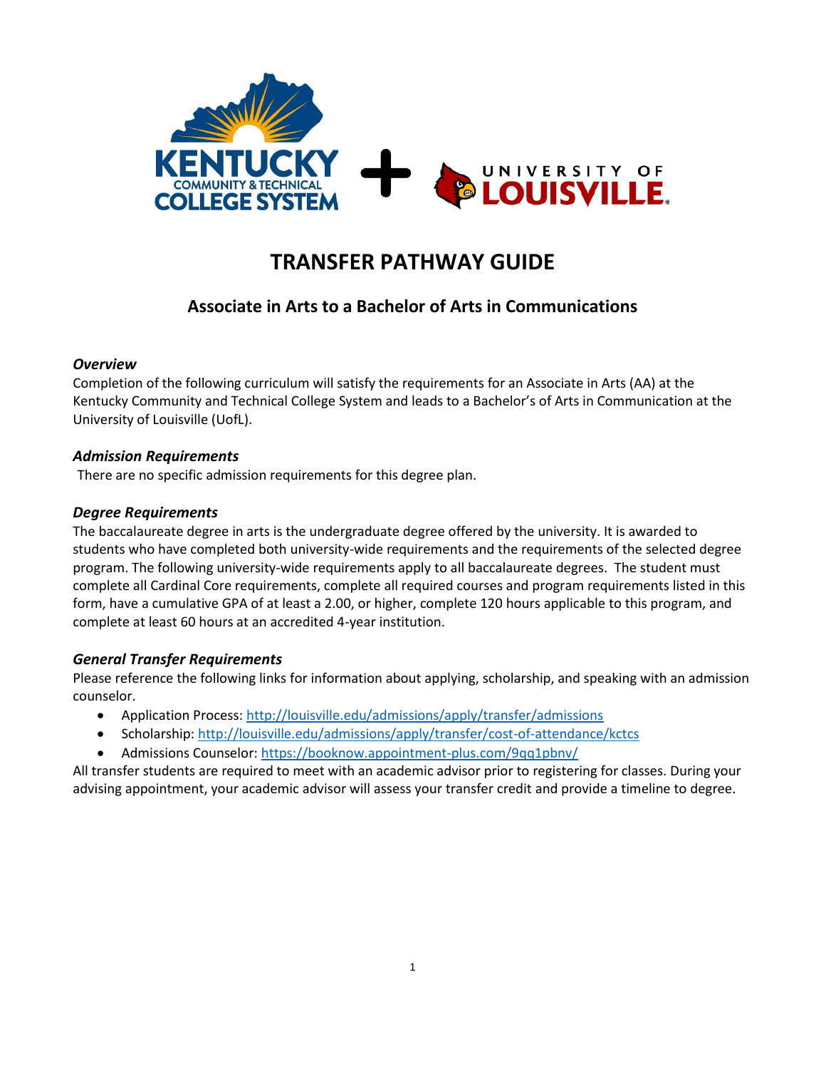# TRANSFER PATHWAY GUIDE

## Associate in Arts to a Bachelor of Arts in Communications

### *Overview*

Completion of the following curriculum will satisfy the requirements for an Associate in Arts (AA) at the Kentucky Community and Technical College System and leads to a Bachelor's of Arts in Communication at the University of Louisville (UofL).

### *Admission Requirements*

There are no specific admission requirements for this degree plan.

### *Degree Requirements*

The baccalaureate degree in arts is the undergraduate degree offered by the university. It is awarded to students who have completed both university-wide requirements and the requirements of the selected degree program. The following university-wide requirements apply to all baccalaureate degrees. The student must complete all Cardinal Core requirements, complete all required courses and program requirements listed in this form, have a cumulative GPA of at least a 2.00, or higher, complete 120 hours applicable to this program, and complete at least 60 hours at an accredited 4-year institution.

### *General Transfer Requirements*

Please reference the following links for information about applying, scholarship, and speaking with an admission counselor.

- Application Process: http://louisville.edu/admissions/apply/transfer/admissions
- Scholarship: http://louisville.edu/admissions/apply/transfer/cost-of-attendance/kctcs
- Admissions Counselor: https://booknow.appointment-plus.com/9qq1pbnv/

All transfer students are required to meet with an academic advisor prior to registering for classes. During your advising appointment, your academic advisor will assess your transfer credit and provide a timeline to degree.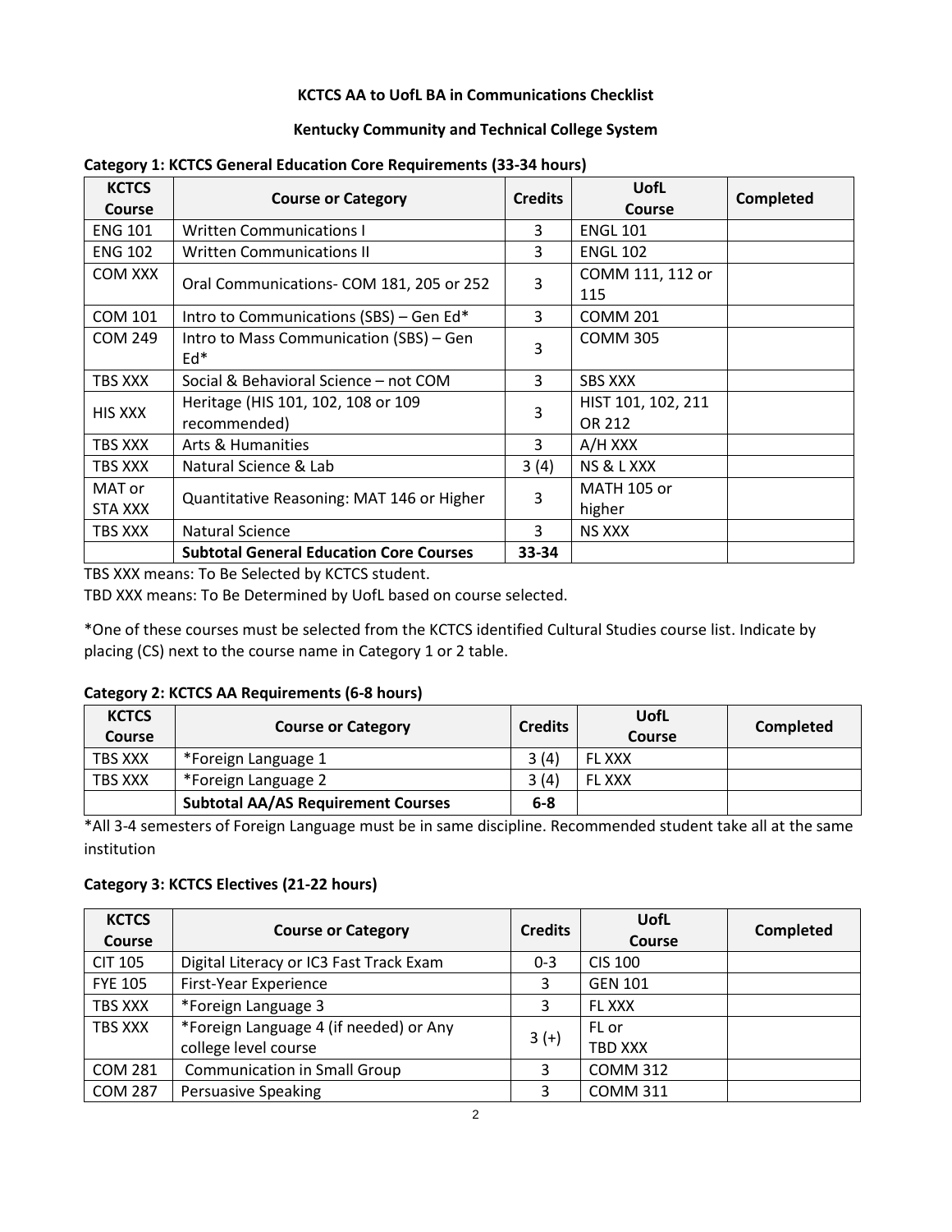**KCTCS AA to UofL BA in Communications Checklist**

**Kentucky Community and Technical College System**

**Category 1: KCTCS General Education Core Requirements (33-34 hours)**

| KCTCS Course | Course or Category | Credits | UofL Course | Completed |
|---|---|---|---|---|
| ENG 101 | Written Communications I | 3 | ENGL 101 | |
| ENG 102 | Written Communications II | 3 | ENGL 102 | |
| COM XXX | Oral Communications- COM 181, 205 or 252 | 3 | COMM 111, 112 or 115 | |
| COM 101 | Intro to Communications (SBS) – Gen Ed* | 3 | COMM 201 | |
| COM 249 | Intro to Mass Communication (SBS) – Gen Ed* | 3 | COMM 305 | |
| TBS XXX | Social & Behavioral Science – not COM | 3 | SBS XXX | |
| HIS XXX | Heritage (HIS 101, 102, 108 or 109 recommended) | 3 | HIST 101, 102, 211 OR 212 | |
| TBS XXX | Arts & Humanities | 3 | A/H XXX | |
| TBS XXX | Natural Science & Lab | 3 (4) | NS & L XXX | |
| MAT or STA XXX | Quantitative Reasoning: MAT 146 or Higher | 3 | MATH 105 or higher | |
| TBS XXX | Natural Science | 3 | NS XXX | |
| | **Subtotal General Education Core Courses** | **33-34** | | |

TBS XXX means: To Be Selected by KCTCS student.
TBD XXX means: To Be Determined by UofL based on course selected.

*One of these courses must be selected from the KCTCS identified Cultural Studies course list. Indicate by placing (CS) next to the course name in Category 1 or 2 table.

**Category 2: KCTCS AA Requirements (6-8 hours)**

| KCTCS Course | Course or Category | Credits | UofL Course | Completed |
|---|---|---|---|---|
| TBS XXX | *Foreign Language 1 | 3 (4) | FL XXX | |
| TBS XXX | *Foreign Language 2 | 3 (4) | FL XXX | |
| | **Subtotal AA/AS Requirement Courses** | **6-8** | | |

*All 3-4 semesters of Foreign Language must be in same discipline. Recommended student take all at the same institution

**Category 3: KCTCS Electives (21-22 hours)**

| KCTCS Course | Course or Category | Credits | UofL Course | Completed |
|---|---|---|---|---|
| CIT 105 | Digital Literacy or IC3 Fast Track Exam | 0-3 | CIS 100 | |
| FYE 105 | First-Year Experience | 3 | GEN 101 | |
| TBS XXX | *Foreign Language 3 | 3 | FL XXX | |
| TBS XXX | *Foreign Language 4 (if needed) or Any college level course | 3 (+) | FL or TBD XXX | |
| COM 281 | Communication in Small Group | 3 | COMM 312 | |
| COM 287 | Persuasive Speaking | 3 | COMM 311 | |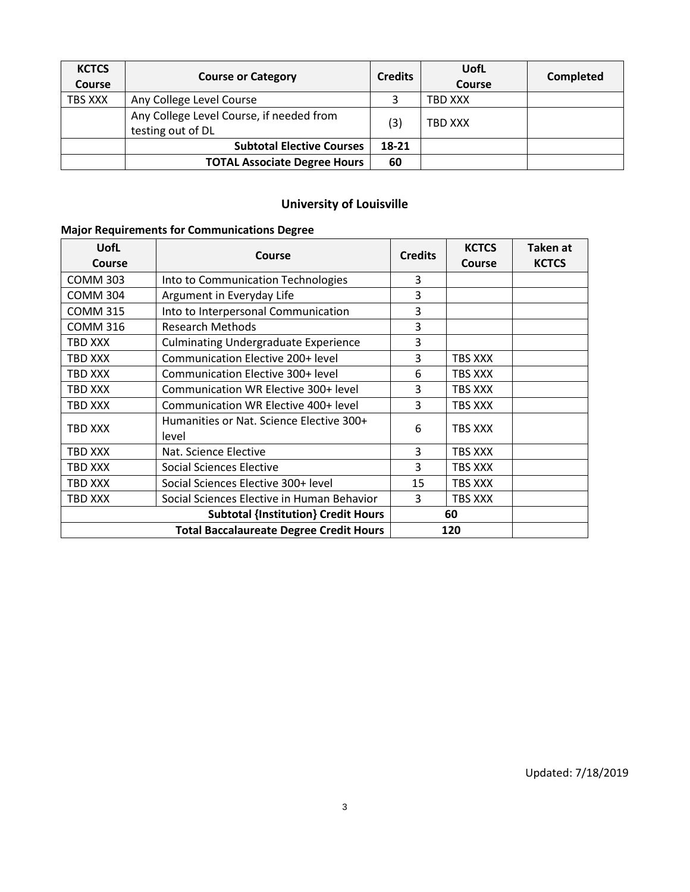| KCTCS Course | Course or Category | Credits | UofL Course | Completed |
|---|---|---|---|---|
| TBS XXX | Any College Level Course | 3 | TBD XXX | |
| | Any College Level Course, if needed from testing out of DL | (3) | TBD XXX | |
| | **Subtotal Elective Courses** | **18-21** | | |
| | **TOTAL Associate Degree Hours** | **60** | | |

## University of Louisville

### Major Requirements for Communications Degree

| UofL Course | Course | Credits | KCTCS Course | Taken at KCTCS |
|---|---|---|---|---|
| COMM 303 | Into to Communication Technologies | 3 | | |
| COMM 304 | Argument in Everyday Life | 3 | | |
| COMM 315 | Into to Interpersonal Communication | 3 | | |
| COMM 316 | Research Methods | 3 | | |
| TBD XXX | Culminating Undergraduate Experience | 3 | | |
| TBD XXX | Communication Elective 200+ level | 3 | TBS XXX | |
| TBD XXX | Communication Elective 300+ level | 6 | TBS XXX | |
| TBD XXX | Communication WR Elective 300+ level | 3 | TBS XXX | |
| TBD XXX | Communication WR Elective 400+ level | 3 | TBS XXX | |
| TBD XXX | Humanities or Nat. Science Elective 300+ level | 6 | TBS XXX | |
| TBD XXX | Nat. Science Elective | 3 | TBS XXX | |
| TBD XXX | Social Sciences Elective | 3 | TBS XXX | |
| TBD XXX | Social Sciences Elective 300+ level | 15 | TBS XXX | |
| TBD XXX | Social Sciences Elective in Human Behavior | 3 | TBS XXX | |
| | **Subtotal {Institution} Credit Hours** | **60** | | |
| | **Total Baccalaureate Degree Credit Hours** | **120** | | |

Updated: 7/18/2019